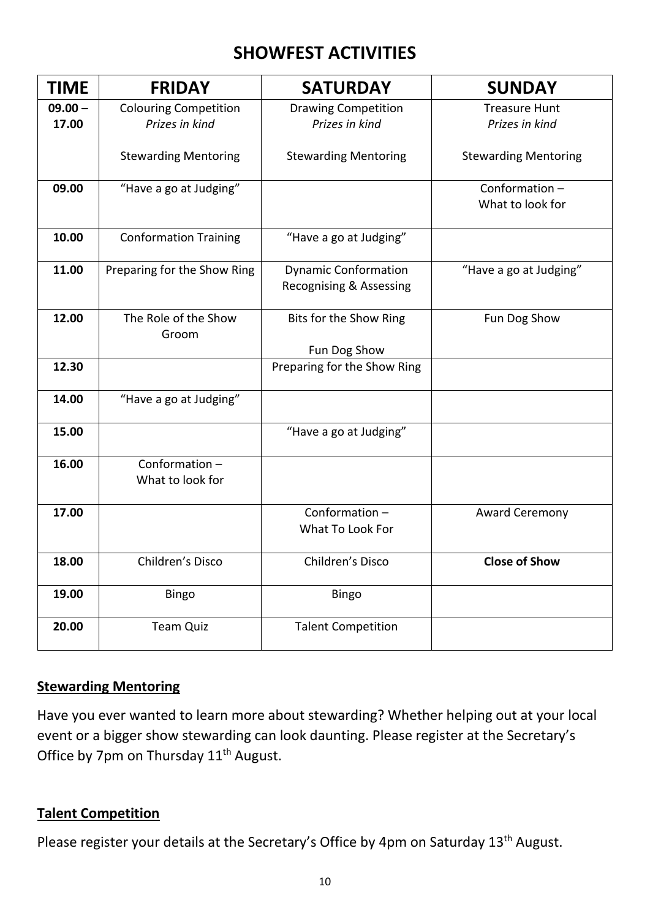# SHOWFEST ACTIVITIES

| TIME | FRIDAY | SATURDAY | SUNDAY |
|---|---|---|---|
| 09.00 – 17.00 | Colouring Competition *Prizes in kind* Stewarding Mentoring | Drawing Competition *Prizes in kind* Stewarding Mentoring | Treasure Hunt *Prizes in kind* Stewarding Mentoring |
| 09.00 | "Have a go at Judging" | | Conformation – What to look for |
| 10.00 | Conformation Training | "Have a go at Judging" | |
| 11.00 | Preparing for the Show Ring | Dynamic Conformation Recognising & Assessing | "Have a go at Judging" |
| 12.00 | The Role of the Show Groom | Bits for the Show Ring Fun Dog Show | Fun Dog Show |
| 12.30 | | Preparing for the Show Ring | |
| 14.00 | "Have a go at Judging" | | |
| 15.00 | | "Have a go at Judging" | |
| 16.00 | Conformation – What to look for | | |
| 17.00 | | Conformation – What To Look For | Award Ceremony |
| 18.00 | Children's Disco | Children's Disco | **Close of Show** |
| 19.00 | Bingo | Bingo | |
| 20.00 | Team Quiz | Talent Competition | |

## Stewarding Mentoring

Have you ever wanted to learn more about stewarding? Whether helping out at your local event or a bigger show stewarding can look daunting. Please register at the Secretary's Office by 7pm on Thursday 11th August.

## Talent Competition

Please register your details at the Secretary's Office by 4pm on Saturday 13th August.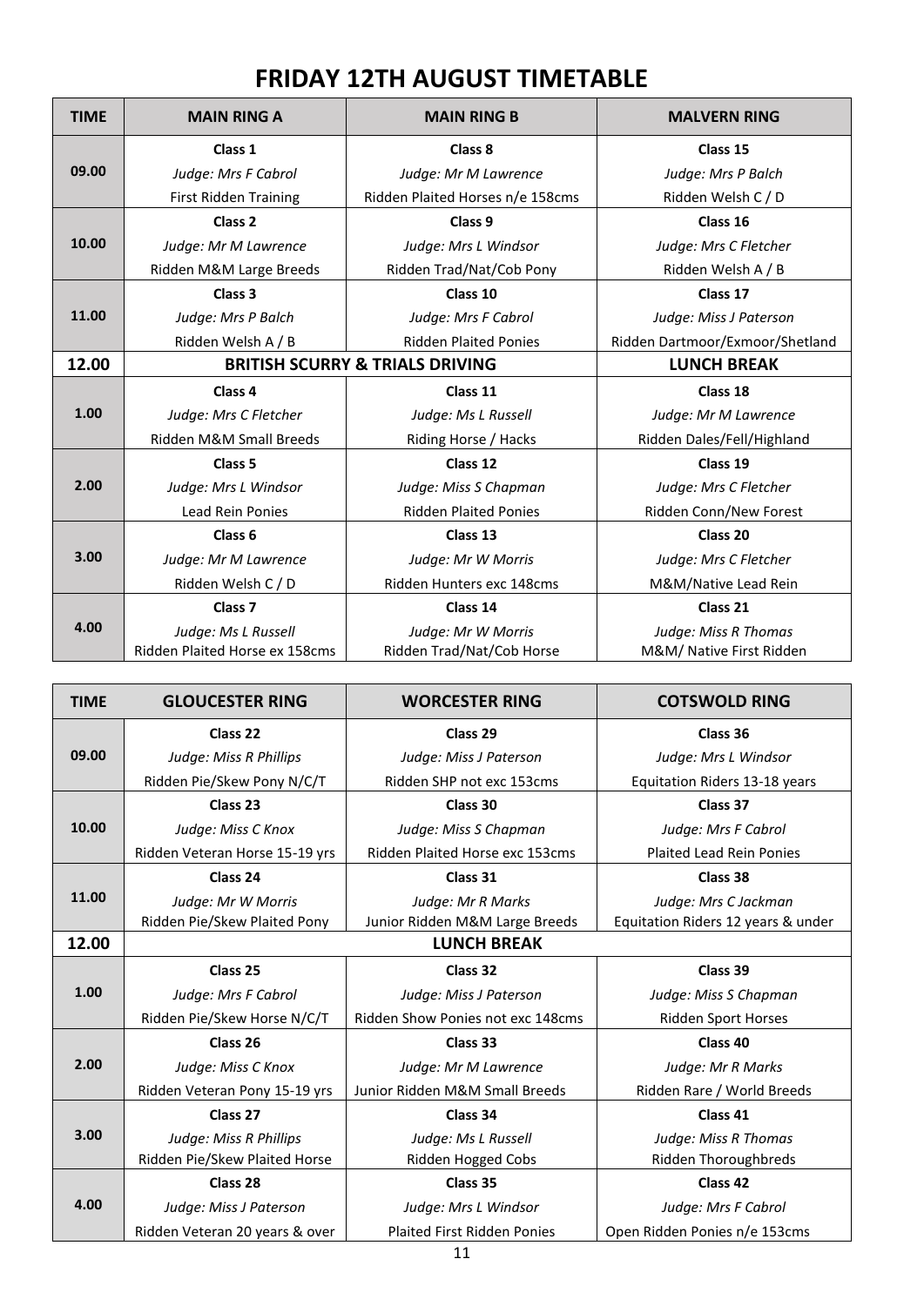# FRIDAY 12TH AUGUST TIMETABLE

| TIME | MAIN RING A | MAIN RING B | MALVERN RING |
|---|---|---|---|
| 09.00 | **Class 1**<br>*Judge: Mrs F Cabrol*<br>First Ridden Training | **Class 8**<br>*Judge: Mr M Lawrence*<br>Ridden Plaited Horses n/e 158cms | **Class 15**<br>*Judge: Mrs P Balch*<br>Ridden Welsh C / D |
| 10.00 | **Class 2**<br>*Judge: Mr M Lawrence*<br>Ridden M&M Large Breeds | **Class 9**<br>*Judge: Mrs L Windsor*<br>Ridden Trad/Nat/Cob Pony | **Class 16**<br>*Judge: Mrs C Fletcher*<br>Ridden Welsh A / B |
| 11.00 | **Class 3**<br>*Judge: Mrs P Balch*<br>Ridden Welsh A / B | **Class 10**<br>*Judge: Mrs F Cabrol*<br>Ridden Plaited Ponies | **Class 17**<br>*Judge: Miss J Paterson*<br>Ridden Dartmoor/Exmoor/Shetland |
| **12.00** | **BRITISH SCURRY & TRIALS DRIVING** | | **LUNCH BREAK** |
| 1.00 | **Class 4**<br>*Judge: Mrs C Fletcher*<br>Ridden M&M Small Breeds | **Class 11**<br>*Judge: Ms L Russell*<br>Riding Horse / Hacks | **Class 18**<br>*Judge: Mr M Lawrence*<br>Ridden Dales/Fell/Highland |
| 2.00 | **Class 5**<br>*Judge: Mrs L Windsor*<br>Lead Rein Ponies | **Class 12**<br>*Judge: Miss S Chapman*<br>Ridden Plaited Ponies | **Class 19**<br>*Judge: Mrs C Fletcher*<br>Ridden Conn/New Forest |
| 3.00 | **Class 6**<br>*Judge: Mr M Lawrence*<br>Ridden Welsh C / D | **Class 13**<br>*Judge: Mr W Morris*<br>Ridden Hunters exc 148cms | **Class 20**<br>*Judge: Mrs C Fletcher*<br>M&M/Native Lead Rein |
| 4.00 | **Class 7**<br>*Judge: Ms L Russell*<br>Ridden Plaited Horse ex 158cms | **Class 14**<br>*Judge: Mr W Morris*<br>Ridden Trad/Nat/Cob Horse | **Class 21**<br>*Judge: Miss R Thomas*<br>M&M/ Native First Ridden |

| TIME | GLOUCESTER RING | WORCESTER RING | COTSWOLD RING |
|---|---|---|---|
| 09.00 | **Class 22**<br>*Judge: Miss R Phillips*<br>Ridden Pie/Skew Pony N/C/T | **Class 29**<br>*Judge: Miss J Paterson*<br>Ridden SHP not exc 153cms | **Class 36**<br>*Judge: Mrs L Windsor*<br>Equitation Riders 13-18 years |
| 10.00 | **Class 23**<br>*Judge: Miss C Knox*<br>Ridden Veteran Horse 15-19 yrs | **Class 30**<br>*Judge: Miss S Chapman*<br>Ridden Plaited Horse exc 153cms | **Class 37**<br>*Judge: Mrs F Cabrol*<br>Plaited Lead Rein Ponies |
| 11.00 | **Class 24**<br>*Judge: Mr W Morris*<br>Ridden Pie/Skew Plaited Pony | **Class 31**<br>*Judge: Mr R Marks*<br>Junior Ridden M&M Large Breeds | **Class 38**<br>*Judge: Mrs C Jackman*<br>Equitation Riders 12 years & under |
| **12.00** | | **LUNCH BREAK** | |
| 1.00 | **Class 25**<br>*Judge: Mrs F Cabrol*<br>Ridden Pie/Skew Horse N/C/T | **Class 32**<br>*Judge: Miss J Paterson*<br>Ridden Show Ponies not exc 148cms | **Class 39**<br>*Judge: Miss S Chapman*<br>Ridden Sport Horses |
| 2.00 | **Class 26**<br>*Judge: Miss C Knox*<br>Ridden Veteran Pony 15-19 yrs | **Class 33**<br>*Judge: Mr M Lawrence*<br>Junior Ridden M&M Small Breeds | **Class 40**<br>*Judge: Mr R Marks*<br>Ridden Rare / World Breeds |
| 3.00 | **Class 27**<br>*Judge: Miss R Phillips*<br>Ridden Pie/Skew Plaited Horse | **Class 34**<br>*Judge: Ms L Russell*<br>Ridden Hogged Cobs | **Class 41**<br>*Judge: Miss R Thomas*<br>Ridden Thoroughbreds |
| 4.00 | **Class 28**<br>*Judge: Miss J Paterson*<br>Ridden Veteran 20 years & over | **Class 35**<br>*Judge: Mrs L Windsor*<br>Plaited First Ridden Ponies | **Class 42**<br>*Judge: Mrs F Cabrol*<br>Open Ridden Ponies n/e 153cms |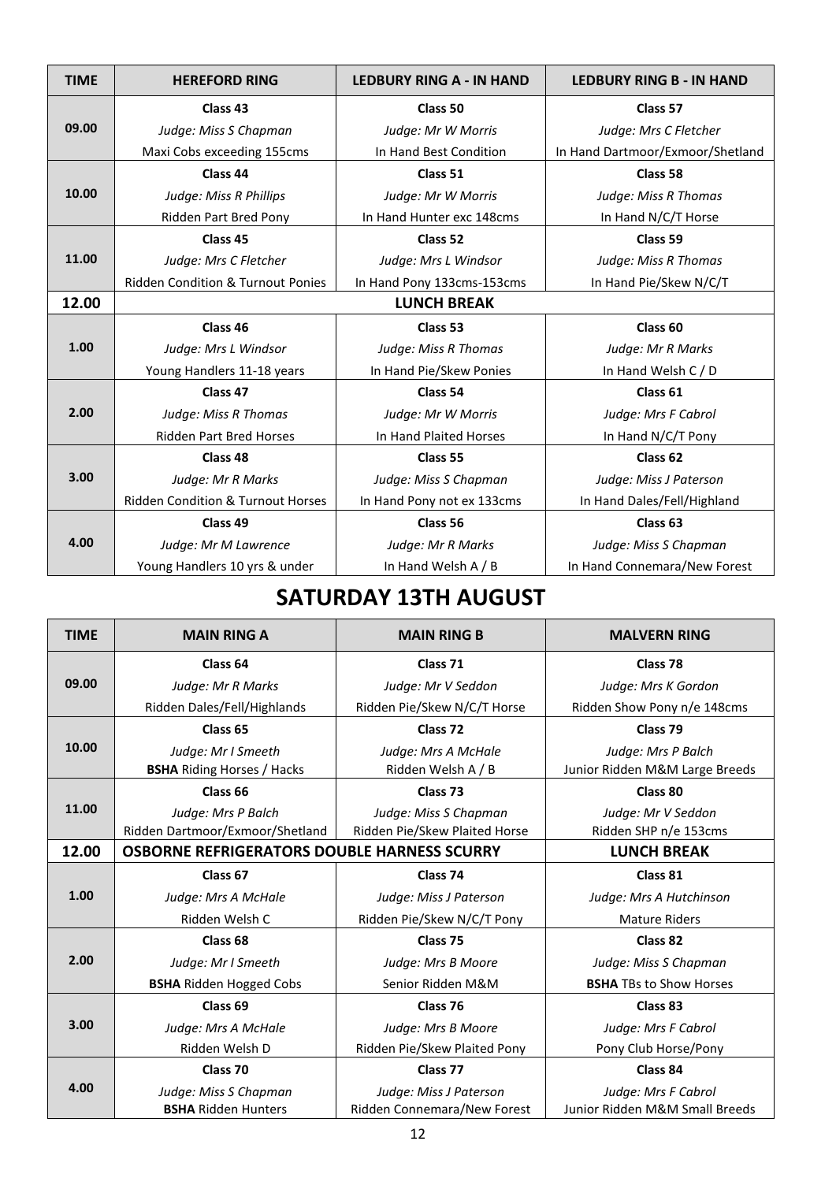| TIME | HEREFORD RING | LEDBURY RING A - IN HAND | LEDBURY RING B - IN HAND |
|---|---|---|---|
| 09.00 | **Class 43**<br>*Judge: Miss S Chapman*<br>Maxi Cobs exceeding 155cms | **Class 50**<br>*Judge: Mr W Morris*<br>In Hand Best Condition | **Class 57**<br>*Judge: Mrs C Fletcher*<br>In Hand Dartmoor/Exmoor/Shetland |
| 10.00 | **Class 44**<br>*Judge: Miss R Phillips*<br>Ridden Part Bred Pony | **Class 51**<br>*Judge: Mr W Morris*<br>In Hand Hunter exc 148cms | **Class 58**<br>*Judge: Miss R Thomas*<br>In Hand N/C/T Horse |
| 11.00 | **Class 45**<br>*Judge: Mrs C Fletcher*<br>Ridden Condition & Turnout Ponies | **Class 52**<br>*Judge: Mrs L Windsor*<br>In Hand Pony 133cms-153cms | **Class 59**<br>*Judge: Miss R Thomas*<br>In Hand Pie/Skew N/C/T |
| **12.00** | **LUNCH BREAK** | | |
| 1.00 | **Class 46**<br>*Judge: Mrs L Windsor*<br>Young Handlers 11-18 years | **Class 53**<br>*Judge: Miss R Thomas*<br>In Hand Pie/Skew Ponies | **Class 60**<br>*Judge: Mr R Marks*<br>In Hand Welsh C / D |
| 2.00 | **Class 47**<br>*Judge: Miss R Thomas*<br>Ridden Part Bred Horses | **Class 54**<br>*Judge: Mr W Morris*<br>In Hand Plaited Horses | **Class 61**<br>*Judge: Mrs F Cabrol*<br>In Hand N/C/T Pony |
| 3.00 | **Class 48**<br>*Judge: Mr R Marks*<br>Ridden Condition & Turnout Horses | **Class 55**<br>*Judge: Miss S Chapman*<br>In Hand Pony not ex 133cms | **Class 62**<br>*Judge: Miss J Paterson*<br>In Hand Dales/Fell/Highland |
| 4.00 | **Class 49**<br>*Judge: Mr M Lawrence*<br>Young Handlers 10 yrs & under | **Class 56**<br>*Judge: Mr R Marks*<br>In Hand Welsh A / B | **Class 63**<br>*Judge: Miss S Chapman*<br>In Hand Connemara/New Forest |

## SATURDAY 13TH AUGUST

| TIME | MAIN RING A | MAIN RING B | MALVERN RING |
|---|---|---|---|
| 09.00 | **Class 64**<br>*Judge: Mr R Marks*<br>Ridden Dales/Fell/Highlands | **Class 71**<br>*Judge: Mr V Seddon*<br>Ridden Pie/Skew N/C/T Horse | **Class 78**<br>*Judge: Mrs K Gordon*<br>Ridden Show Pony n/e 148cms |
| 10.00 | **Class 65**<br>*Judge: Mr I Smeeth*<br>**BSHA** Riding Horses / Hacks | **Class 72**<br>*Judge: Mrs A McHale*<br>Ridden Welsh A / B | **Class 79**<br>*Judge: Mrs P Balch*<br>Junior Ridden M&M Large Breeds |
| 11.00 | **Class 66**<br>*Judge: Mrs P Balch*<br>Ridden Dartmoor/Exmoor/Shetland | **Class 73**<br>*Judge: Miss S Chapman*<br>Ridden Pie/Skew Plaited Horse | **Class 80**<br>*Judge: Mr V Seddon*<br>Ridden SHP n/e 153cms |
| **12.00** | **OSBORNE REFRIGERATORS DOUBLE HARNESS SCURRY** | | **LUNCH BREAK** |
| 1.00 | **Class 67**<br>*Judge: Mrs A McHale*<br>Ridden Welsh C | **Class 74**<br>*Judge: Miss J Paterson*<br>Ridden Pie/Skew N/C/T Pony | **Class 81**<br>*Judge: Mrs A Hutchinson*<br>Mature Riders |
| 2.00 | **Class 68**<br>*Judge: Mr I Smeeth*<br>**BSHA** Ridden Hogged Cobs | **Class 75**<br>*Judge: Mrs B Moore*<br>Senior Ridden M&M | **Class 82**<br>*Judge: Miss S Chapman*<br>**BSHA** TBs to Show Horses |
| 3.00 | **Class 69**<br>*Judge: Mrs A McHale*<br>Ridden Welsh D | **Class 76**<br>*Judge: Mrs B Moore*<br>Ridden Pie/Skew Plaited Pony | **Class 83**<br>*Judge: Mrs F Cabrol*<br>Pony Club Horse/Pony |
| 4.00 | **Class 70**<br>*Judge: Miss S Chapman*<br>**BSHA** Ridden Hunters | **Class 77**<br>*Judge: Miss J Paterson*<br>Ridden Connemara/New Forest | **Class 84**<br>*Judge: Mrs F Cabrol*<br>Junior Ridden M&M Small Breeds |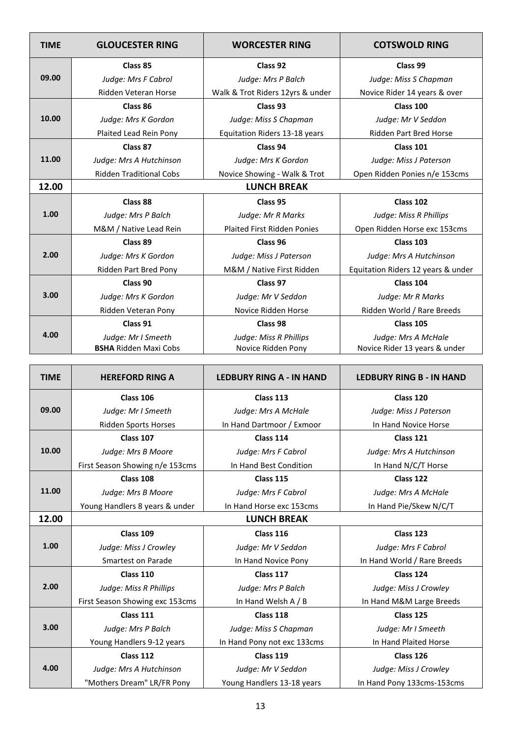| TIME | GLOUCESTER RING | WORCESTER RING | COTSWOLD RING |
|---|---|---|---|
| 09.00 | **Class 85**<br>*Judge: Mrs F Cabrol*<br>Ridden Veteran Horse | **Class 92**<br>*Judge: Mrs P Balch*<br>Walk & Trot Riders 12yrs & under | **Class 99**<br>*Judge: Miss S Chapman*<br>Novice Rider 14 years & over |
| 10.00 | **Class 86**<br>*Judge: Mrs K Gordon*<br>Plaited Lead Rein Pony | **Class 93**<br>*Judge: Miss S Chapman*<br>Equitation Riders 13-18 years | **Class 100**<br>*Judge: Mr V Seddon*<br>Ridden Part Bred Horse |
| 11.00 | **Class 87**<br>*Judge: Mrs A Hutchinson*<br>Ridden Traditional Cobs | **Class 94**<br>*Judge: Mrs K Gordon*<br>Novice Showing - Walk & Trot | **Class 101**<br>*Judge: Miss J Paterson*<br>Open Ridden Ponies n/e 153cms |
| **12.00** | **LUNCH BREAK** | | |
| 1.00 | **Class 88**<br>*Judge: Mrs P Balch*<br>M&M / Native Lead Rein | **Class 95**<br>*Judge: Mr R Marks*<br>Plaited First Ridden Ponies | **Class 102**<br>*Judge: Miss R Phillips*<br>Open Ridden Horse exc 153cms |
| 2.00 | **Class 89**<br>*Judge: Mrs K Gordon*<br>Ridden Part Bred Pony | **Class 96**<br>*Judge: Miss J Paterson*<br>M&M / Native First Ridden | **Class 103**<br>*Judge: Mrs A Hutchinson*<br>Equitation Riders 12 years & under |
| 3.00 | **Class 90**<br>*Judge: Mrs K Gordon*<br>Ridden Veteran Pony | **Class 97**<br>*Judge: Mr V Seddon*<br>Novice Ridden Horse | **Class 104**<br>*Judge: Mr R Marks*<br>Ridden World / Rare Breeds |
| 4.00 | **Class 91**<br>*Judge: Mr I Smeeth*<br>**BSHA** Ridden Maxi Cobs | **Class 98**<br>*Judge: Miss R Phillips*<br>Novice Ridden Pony | **Class 105**<br>*Judge: Mrs A McHale*<br>Novice Rider 13 years & under |

| TIME | HEREFORD RING A | LEDBURY RING A - IN HAND | LEDBURY RING B - IN HAND |
|---|---|---|---|
| 09.00 | **Class 106**<br>*Judge: Mr I Smeeth*<br>Ridden Sports Horses | **Class 113**<br>*Judge: Mrs A McHale*<br>In Hand Dartmoor / Exmoor | **Class 120**<br>*Judge: Miss J Paterson*<br>In Hand Novice Horse |
| 10.00 | **Class 107**<br>*Judge: Mrs B Moore*<br>First Season Showing n/e 153cms | **Class 114**<br>*Judge: Mrs F Cabrol*<br>In Hand Best Condition | **Class 121**<br>*Judge: Mrs A Hutchinson*<br>In Hand N/C/T Horse |
| 11.00 | **Class 108**<br>*Judge: Mrs B Moore*<br>Young Handlers 8 years & under | **Class 115**<br>*Judge: Mrs F Cabrol*<br>In Hand Horse exc 153cms | **Class 122**<br>*Judge: Mrs A McHale*<br>In Hand Pie/Skew N/C/T |
| **12.00** | **LUNCH BREAK** | | |
| 1.00 | **Class 109**<br>*Judge: Miss J Crowley*<br>Smartest on Parade | **Class 116**<br>*Judge: Mr V Seddon*<br>In Hand Novice Pony | **Class 123**<br>*Judge: Mrs F Cabrol*<br>In Hand World / Rare Breeds |
| 2.00 | **Class 110**<br>*Judge: Miss R Phillips*<br>First Season Showing exc 153cms | **Class 117**<br>*Judge: Mrs P Balch*<br>In Hand Welsh A / B | **Class 124**<br>*Judge: Miss J Crowley*<br>In Hand M&M Large Breeds |
| 3.00 | **Class 111**<br>*Judge: Mrs P Balch*<br>Young Handlers 9-12 years | **Class 118**<br>*Judge: Miss S Chapman*<br>In Hand Pony not exc 133cms | **Class 125**<br>*Judge: Mr I Smeeth*<br>In Hand Plaited Horse |
| 4.00 | **Class 112**<br>*Judge: Mrs A Hutchinson*<br>"Mothers Dream" LR/FR Pony | **Class 119**<br>*Judge: Mr V Seddon*<br>Young Handlers 13-18 years | **Class 126**<br>*Judge: Miss J Crowley*<br>In Hand Pony 133cms-153cms |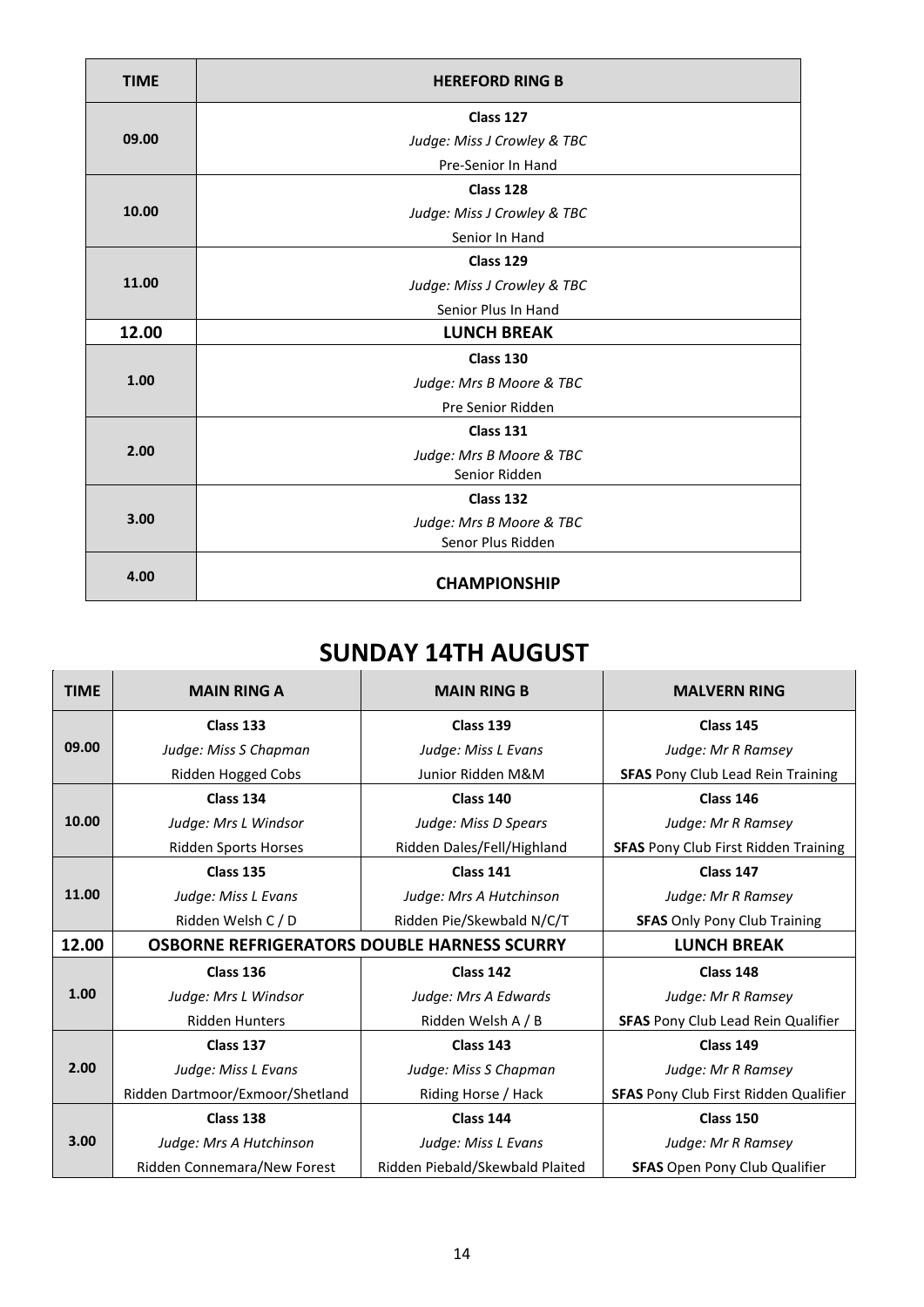| TIME | HEREFORD RING B |
|---|---|
| 09.00 | **Class 127**<br>*Judge: Miss J Crowley & TBC*<br>Pre-Senior In Hand |
| 10.00 | **Class 128**<br>*Judge: Miss J Crowley & TBC*<br>Senior In Hand |
| 11.00 | **Class 129**<br>*Judge: Miss J Crowley & TBC*<br>Senior Plus In Hand |
| **12.00** | **LUNCH BREAK** |
| 1.00 | **Class 130**<br>*Judge: Mrs B Moore & TBC*<br>Pre Senior Ridden |
| 2.00 | **Class 131**<br>*Judge: Mrs B Moore & TBC*<br>Senior Ridden |
| 3.00 | **Class 132**<br>*Judge: Mrs B Moore & TBC*<br>Senor Plus Ridden |
| 4.00 | **CHAMPIONSHIP** |

## SUNDAY 14TH AUGUST

| TIME | MAIN RING A | MAIN RING B | MALVERN RING |
|---|---|---|---|
| 09.00 | **Class 133**<br>*Judge: Miss S Chapman*<br>Ridden Hogged Cobs | **Class 139**<br>*Judge: Miss L Evans*<br>Junior Ridden M&M | **Class 145**<br>*Judge: Mr R Ramsey*<br>**SFAS** Pony Club Lead Rein Training |
| 10.00 | **Class 134**<br>*Judge: Mrs L Windsor*<br>Ridden Sports Horses | **Class 140**<br>*Judge: Miss D Spears*<br>Ridden Dales/Fell/Highland | **Class 146**<br>*Judge: Mr R Ramsey*<br>**SFAS** Pony Club First Ridden Training |
| 11.00 | **Class 135**<br>*Judge: Miss L Evans*<br>Ridden Welsh C / D | **Class 141**<br>*Judge: Mrs A Hutchinson*<br>Ridden Pie/Skewbald N/C/T | **Class 147**<br>*Judge: Mr R Ramsey*<br>**SFAS** Only Pony Club Training |
| **12.00** | **OSBORNE REFRIGERATORS DOUBLE HARNESS SCURRY** | | **LUNCH BREAK** |
| 1.00 | **Class 136**<br>*Judge: Mrs L Windsor*<br>Ridden Hunters | **Class 142**<br>*Judge: Mrs A Edwards*<br>Ridden Welsh A / B | **Class 148**<br>*Judge: Mr R Ramsey*<br>**SFAS** Pony Club Lead Rein Qualifier |
| 2.00 | **Class 137**<br>*Judge: Miss L Evans*<br>Ridden Dartmoor/Exmoor/Shetland | **Class 143**<br>*Judge: Miss S Chapman*<br>Riding Horse / Hack | **Class 149**<br>*Judge: Mr R Ramsey*<br>**SFAS** Pony Club First Ridden Qualifier |
| 3.00 | **Class 138**<br>*Judge: Mrs A Hutchinson*<br>Ridden Connemara/New Forest | **Class 144**<br>*Judge: Miss L Evans*<br>Ridden Piebald/Skewbald Plaited | **Class 150**<br>*Judge: Mr R Ramsey*<br>**SFAS** Open Pony Club Qualifier |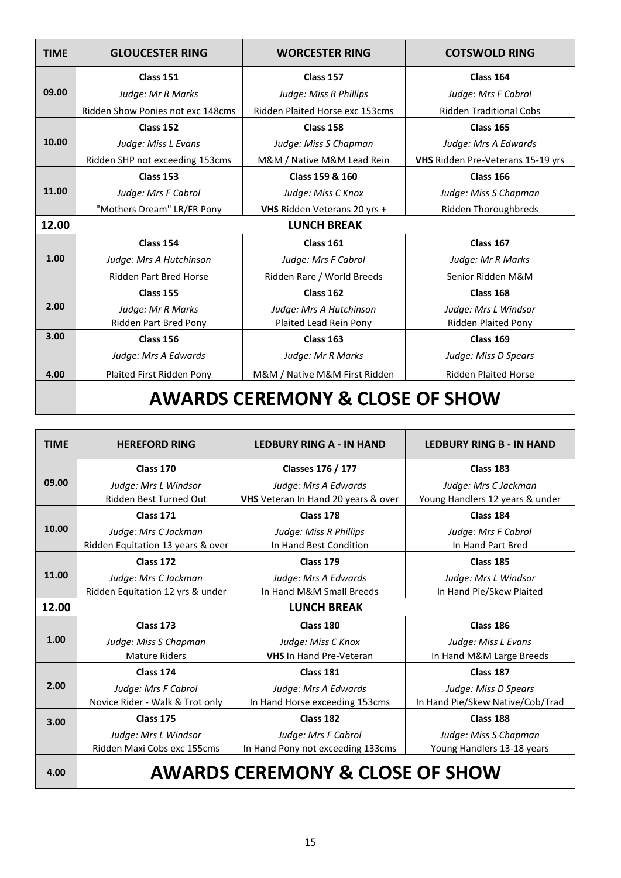| TIME | GLOUCESTER RING | WORCESTER RING | COTSWOLD RING |
|---|---|---|---|
| 09.00 | **Class 151**<br>*Judge: Mr R Marks*<br>Ridden Show Ponies not exc 148cms | **Class 157**<br>*Judge: Miss R Phillips*<br>Ridden Plaited Horse exc 153cms | **Class 164**<br>*Judge: Mrs F Cabrol*<br>Ridden Traditional Cobs |
| 10.00 | **Class 152**<br>*Judge: Miss L Evans*<br>Ridden SHP not exceeding 153cms | **Class 158**<br>*Judge: Miss S Chapman*<br>M&M / Native M&M Lead Rein | **Class 165**<br>*Judge: Mrs A Edwards*<br>**VHS** Ridden Pre-Veterans 15-19 yrs |
| 11.00 | **Class 153**<br>*Judge: Mrs F Cabrol*<br>"Mothers Dream" LR/FR Pony | **Class 159 & 160**<br>*Judge: Miss C Knox*<br>**VHS** Ridden Veterans 20 yrs + | **Class 166**<br>*Judge: Miss S Chapman*<br>Ridden Thoroughbreds |
| **12.00** | **LUNCH BREAK** | | |
| 1.00 | **Class 154**<br>*Judge: Mrs A Hutchinson*<br>Ridden Part Bred Horse | **Class 161**<br>*Judge: Mrs F Cabrol*<br>Ridden Rare / World Breeds | **Class 167**<br>*Judge: Mr R Marks*<br>Senior Ridden M&M |
| 2.00 | **Class 155**<br>*Judge: Mr R Marks*<br>Ridden Part Bred Pony | **Class 162**<br>*Judge: Mrs A Hutchinson*<br>Plaited Lead Rein Pony | **Class 168**<br>*Judge: Mrs L Windsor*<br>Ridden Plaited Pony |
| 3.00 | **Class 156**<br>*Judge: Mrs A Edwards* | **Class 163**<br>*Judge: Mr R Marks* | **Class 169**<br>*Judge: Miss D Spears* |
| 4.00 | Plaited First Ridden Pony | M&M / Native M&M First Ridden | Ridden Plaited Horse |
| | **AWARDS CEREMONY & CLOSE OF SHOW** | | |

| TIME | HEREFORD RING | LEDBURY RING A - IN HAND | LEDBURY RING B - IN HAND |
|---|---|---|---|
| 09.00 | **Class 170**<br>*Judge: Mrs L Windsor*<br>Ridden Best Turned Out | **Classes 176 / 177**<br>*Judge: Mrs A Edwards*<br>**VHS** Veteran In Hand 20 years & over | **Class 183**<br>*Judge: Mrs C Jackman*<br>Young Handlers 12 years & under |
| 10.00 | **Class 171**<br>*Judge: Mrs C Jackman*<br>Ridden Equitation 13 years & over | **Class 178**<br>*Judge: Miss R Phillips*<br>In Hand Best Condition | **Class 184**<br>*Judge: Mrs F Cabrol*<br>In Hand Part Bred |
| 11.00 | **Class 172**<br>*Judge: Mrs C Jackman*<br>Ridden Equitation 12 yrs & under | **Class 179**<br>*Judge: Mrs A Edwards*<br>In Hand M&M Small Breeds | **Class 185**<br>*Judge: Mrs L Windsor*<br>In Hand Pie/Skew Plaited |
| **12.00** | **LUNCH BREAK** | | |
| 1.00 | **Class 173**<br>*Judge: Miss S Chapman*<br>Mature Riders | **Class 180**<br>*Judge: Miss C Knox*<br>**VHS** In Hand Pre-Veteran | **Class 186**<br>*Judge: Miss L Evans*<br>In Hand M&M Large Breeds |
| 2.00 | **Class 174**<br>*Judge: Mrs F Cabrol*<br>Novice Rider - Walk & Trot only | **Class 181**<br>*Judge: Mrs A Edwards*<br>In Hand Horse exceeding 153cms | **Class 187**<br>*Judge: Miss D Spears*<br>In Hand Pie/Skew Native/Cob/Trad |
| 3.00 | **Class 175**<br>*Judge: Mrs L Windsor*<br>Ridden Maxi Cobs exc 155cms | **Class 182**<br>*Judge: Mrs F Cabrol*<br>In Hand Pony not exceeding 133cms | **Class 188**<br>*Judge: Miss S Chapman*<br>Young Handlers 13-18 years |
| 4.00 | **AWARDS CEREMONY & CLOSE OF SHOW** | | |